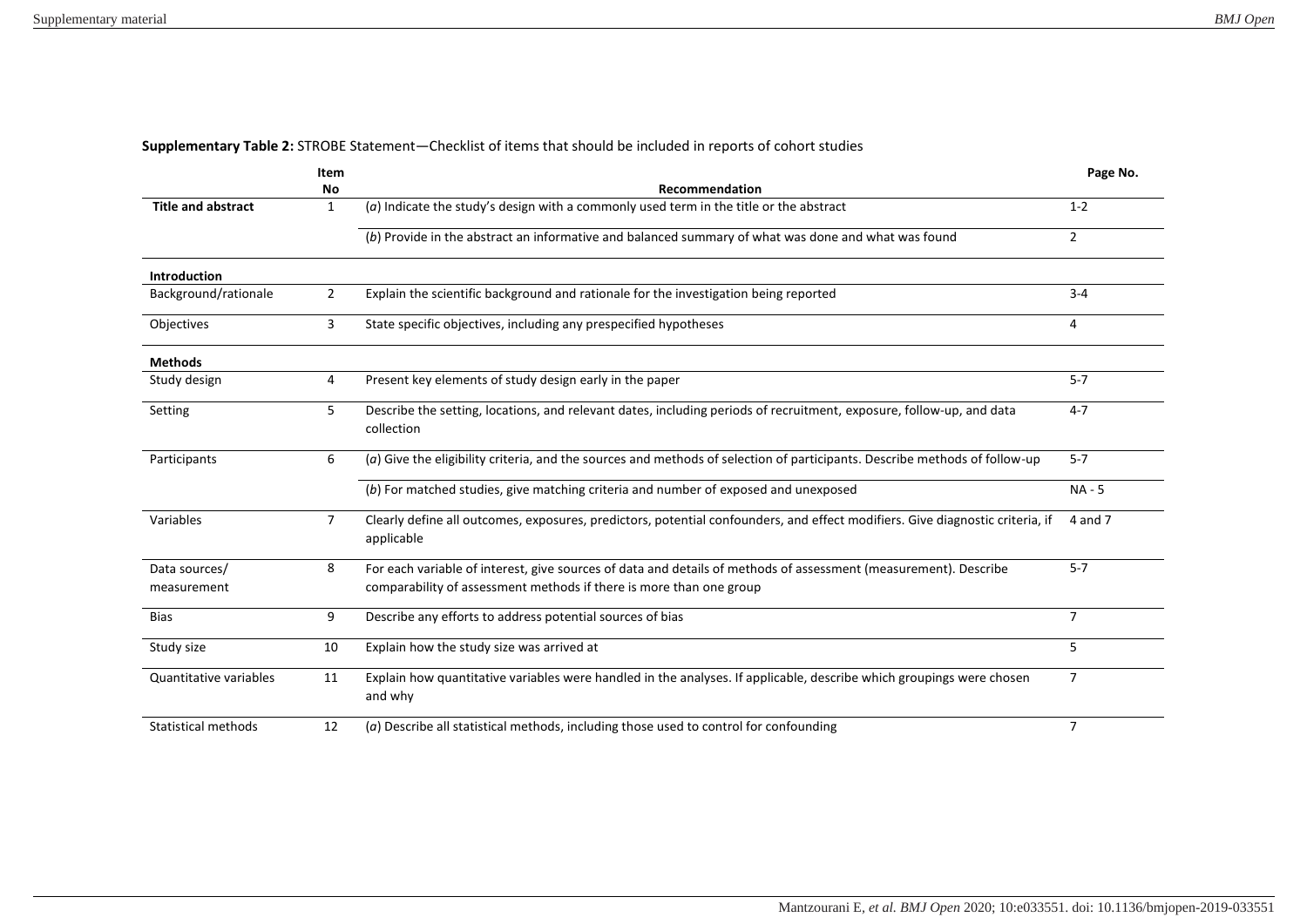**Supplementary Table 2:** STROBE Statement—Checklist of items that should be included in reports of cohort studies

| | Item No | Recommendation | Page No. |
|---|---|---|---|
| **Title and abstract** | 1 | (*a*) Indicate the study's design with a commonly used term in the title or the abstract | 1-2 |
| | | (*b*) Provide in the abstract an informative and balanced summary of what was done and what was found | 2 |
| **Introduction** | | | |
| Background/rationale | 2 | Explain the scientific background and rationale for the investigation being reported | 3-4 |
| Objectives | 3 | State specific objectives, including any prespecified hypotheses | 4 |
| **Methods** | | | |
| Study design | 4 | Present key elements of study design early in the paper | 5-7 |
| Setting | 5 | Describe the setting, locations, and relevant dates, including periods of recruitment, exposure, follow-up, and data collection | 4-7 |
| Participants | 6 | (*a*) Give the eligibility criteria, and the sources and methods of selection of participants. Describe methods of follow-up | 5-7 |
| | | (*b*) For matched studies, give matching criteria and number of exposed and unexposed | NA - 5 |
| Variables | 7 | Clearly define all outcomes, exposures, predictors, potential confounders, and effect modifiers. Give diagnostic criteria, if applicable | 4 and 7 |
| Data sources/ measurement | 8 | For each variable of interest, give sources of data and details of methods of assessment (measurement). Describe comparability of assessment methods if there is more than one group | 5-7 |
| Bias | 9 | Describe any efforts to address potential sources of bias | 7 |
| Study size | 10 | Explain how the study size was arrived at | 5 |
| Quantitative variables | 11 | Explain how quantitative variables were handled in the analyses. If applicable, describe which groupings were chosen and why | 7 |
| Statistical methods | 12 | (*a*) Describe all statistical methods, including those used to control for confounding | 7 |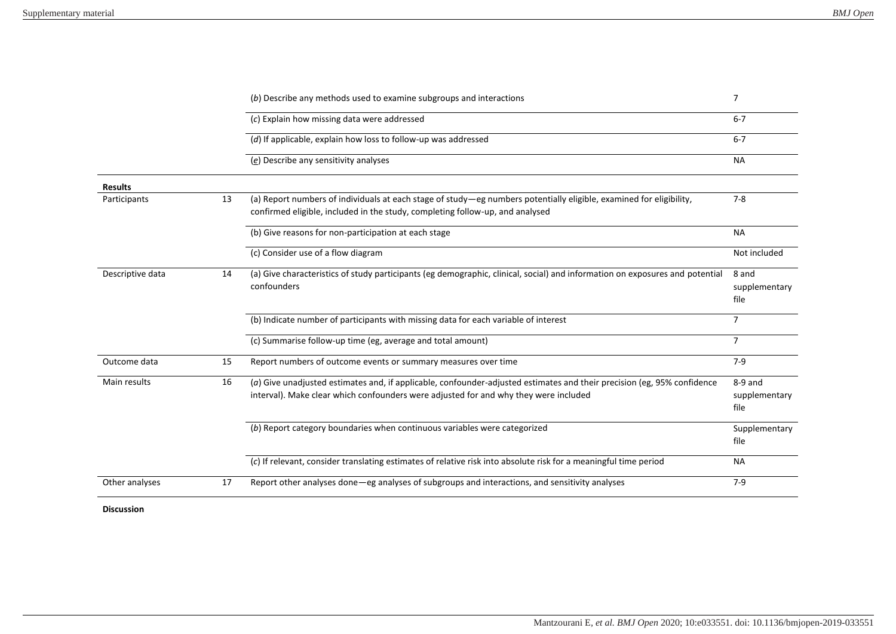| | | | |
|---|---|---|---|
| | | (*b*) Describe any methods used to examine subgroups and interactions | 7 |
| | | (*c*) Explain how missing data were addressed | 6-7 |
| | | (*d*) If applicable, explain how loss to follow-up was addressed | 6-7 |
| | | (*e*) Describe any sensitivity analyses | NA |
| **Results** | | | |
| Participants | 13 | (a) Report numbers of individuals at each stage of study—eg numbers potentially eligible, examined for eligibility, confirmed eligible, included in the study, completing follow-up, and analysed | 7-8 |
| | | (b) Give reasons for non-participation at each stage | NA |
| | | (c) Consider use of a flow diagram | Not included |
| Descriptive data | 14 | (a) Give characteristics of study participants (eg demographic, clinical, social) and information on exposures and potential confounders | 8 and supplementary file |
| | | (b) Indicate number of participants with missing data for each variable of interest | 7 |
| | | (c) Summarise follow-up time (eg, average and total amount) | 7 |
| Outcome data | 15 | Report numbers of outcome events or summary measures over time | 7-9 |
| Main results | 16 | (*a*) Give unadjusted estimates and, if applicable, confounder-adjusted estimates and their precision (eg, 95% confidence interval). Make clear which confounders were adjusted for and why they were included | 8-9 and supplementary file |
| | | (*b*) Report category boundaries when continuous variables were categorized | Supplementary file |
| | | (*c*) If relevant, consider translating estimates of relative risk into absolute risk for a meaningful time period | NA |
| Other analyses | 17 | Report other analyses done—eg analyses of subgroups and interactions, and sensitivity analyses | 7-9 |

**Discussion**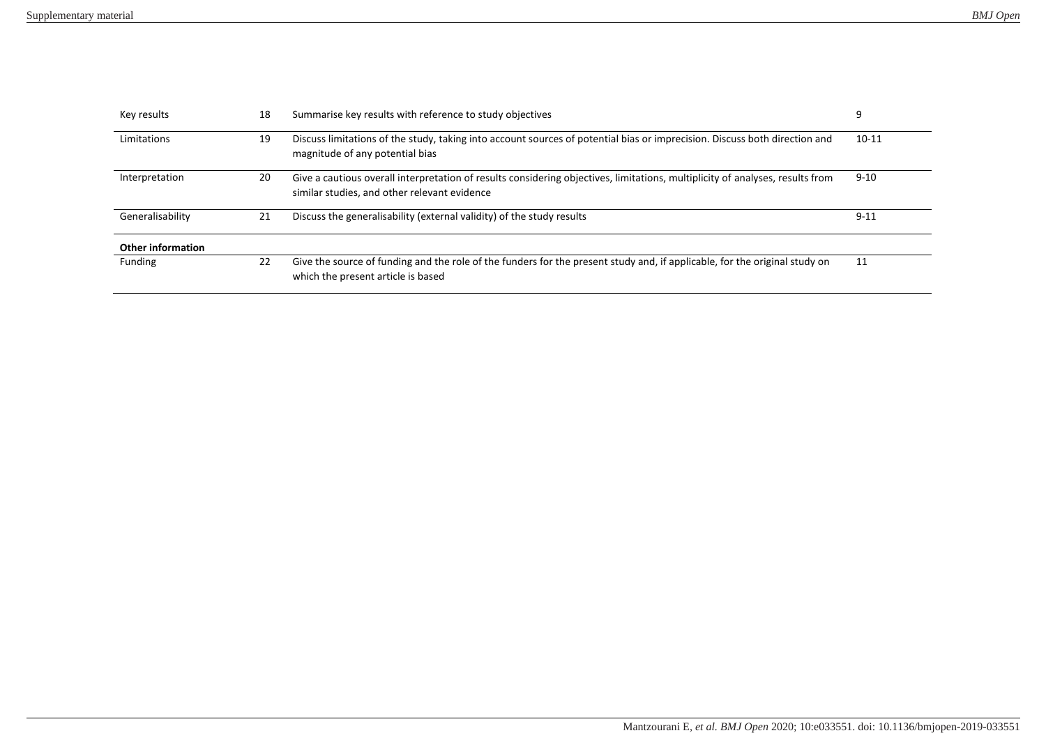| | | | |
|---|---|---|---|
| Key results | 18 | Summarise key results with reference to study objectives | 9 |
| Limitations | 19 | Discuss limitations of the study, taking into account sources of potential bias or imprecision. Discuss both direction and magnitude of any potential bias | 10-11 |
| Interpretation | 20 | Give a cautious overall interpretation of results considering objectives, limitations, multiplicity of analyses, results from similar studies, and other relevant evidence | 9-10 |
| Generalisability | 21 | Discuss the generalisability (external validity) of the study results | 9-11 |
| **Other information** | | | |
| Funding | 22 | Give the source of funding and the role of the funders for the present study and, if applicable, for the original study on which the present article is based | 11 |